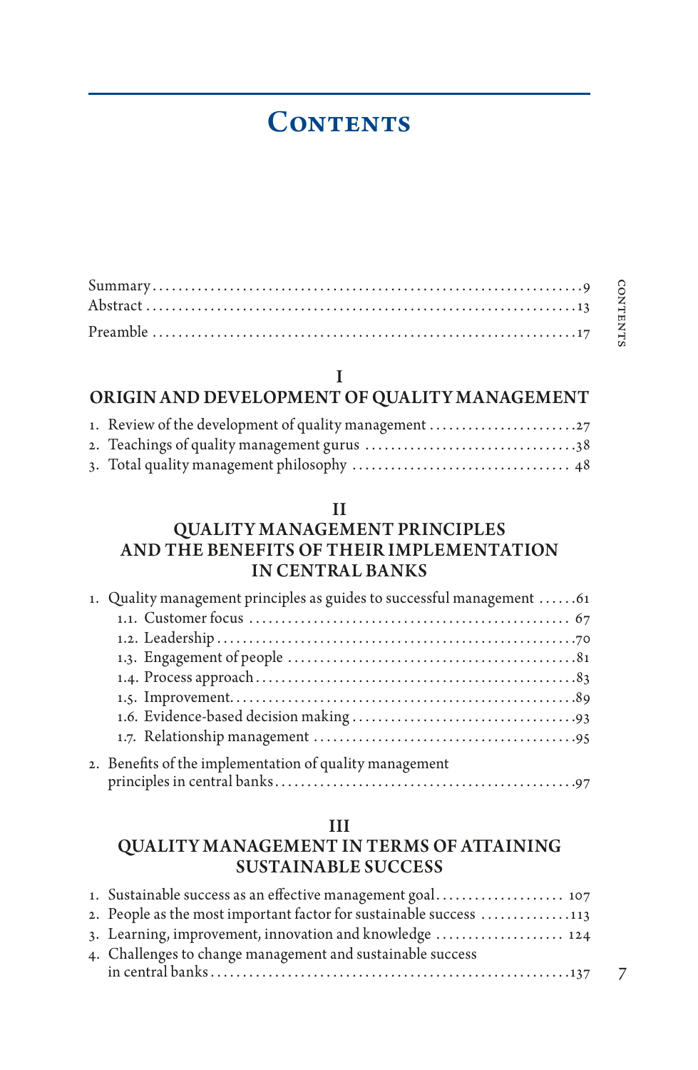# Contents

Summary ........................................................................ 9
Abstract ........................................................................ 13

Preamble ........................................................................ 17

## I
## ORIGIN AND DEVELOPMENT OF QUALITY MANAGEMENT

1. Review of the development of quality management ........................ 27
2. Teachings of quality management gurus ................................ 38
3. Total quality management philosophy ................................ 48

## II
## QUALITY MANAGEMENT PRINCIPLES AND THE BENEFITS OF THEIR IMPLEMENTATION IN CENTRAL BANKS

1. Quality management principles as guides to successful management ...... 61
   - 1.1. Customer focus ................................................ 67
   - 1.2. Leadership ................................................ 70
   - 1.3. Engagement of people ........................................ 81
   - 1.4. Process approach ............................................ 83
   - 1.5. Improvement ................................................ 89
   - 1.6. Evidence-based decision making ................................ 93
   - 1.7. Relationship management ...................................... 95
2. Benefits of the implementation of quality management principles in central banks ........................................ 97

## III
## QUALITY MANAGEMENT IN TERMS OF ATTAINING SUSTAINABLE SUCCESS

1. Sustainable success as an effective management goal .................... 107
2. People as the most important factor for sustainable success .............. 113
3. Learning, improvement, innovation and knowledge .................... 124
4. Challenges to change management and sustainable success in central banks ........................................ 137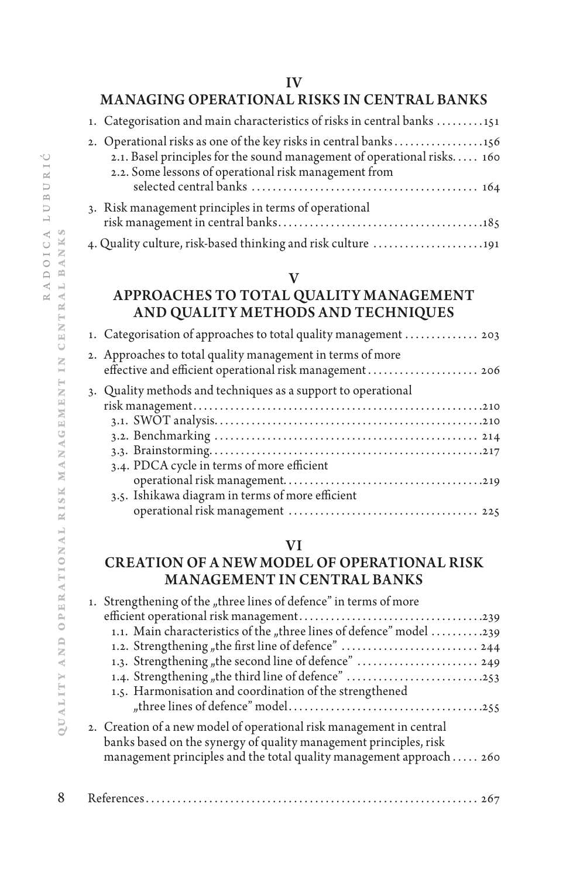## IV
## MANAGING OPERATIONAL RISKS IN CENTRAL BANKS

1. Categorisation and main characteristics of risks in central banks ........151
2. Operational risks as one of the key risks in central banks ................156
   - 2.1. Basel principles for the sound management of operational risks..... 160
   - 2.2. Some lessons of operational risk management from selected central banks ........................................ 164
3. Risk management principles in terms of operational risk management in central banks.......................................185
4. Quality culture, risk-based thinking and risk culture ....................191

## V
## APPROACHES TO TOTAL QUALITY MANAGEMENT AND QUALITY METHODS AND TECHNIQUES

1. Categorisation of approaches to total quality management ............. 203
2. Approaches to total quality management in terms of more effective and efficient operational risk management..................... 206
3. Quality methods and techniques as a support to operational risk management......................................................210
   - 3.1. SWOT analysis.................................................210
   - 3.2. Benchmarking ................................................ 214
   - 3.3. Brainstorming.................................................217
   - 3.4. PDCA cycle in terms of more efficient operational risk management......................................219
   - 3.5. Ishikawa diagram in terms of more efficient operational risk management .................................... 225

## VI
## CREATION OF A NEW MODEL OF OPERATIONAL RISK MANAGEMENT IN CENTRAL BANKS

1. Strengthening of the „three lines of defence" in terms of more efficient operational risk management..................................239
   - 1.1. Main characteristics of the „three lines of defence" model ..........239
   - 1.2. Strengthening „the first line of defence" .......................... 244
   - 1.3. Strengthening „the second line of defence" ....................... 249
   - 1.4. Strengthening „the third line of defence" ..........................253
   - 1.5. Harmonisation and coordination of the strengthened „three lines of defence" model.....................................255
2. Creation of a new model of operational risk management in central banks based on the synergy of quality management principles, risk management principles and the total quality management approach..... 260

References............................................................... 267